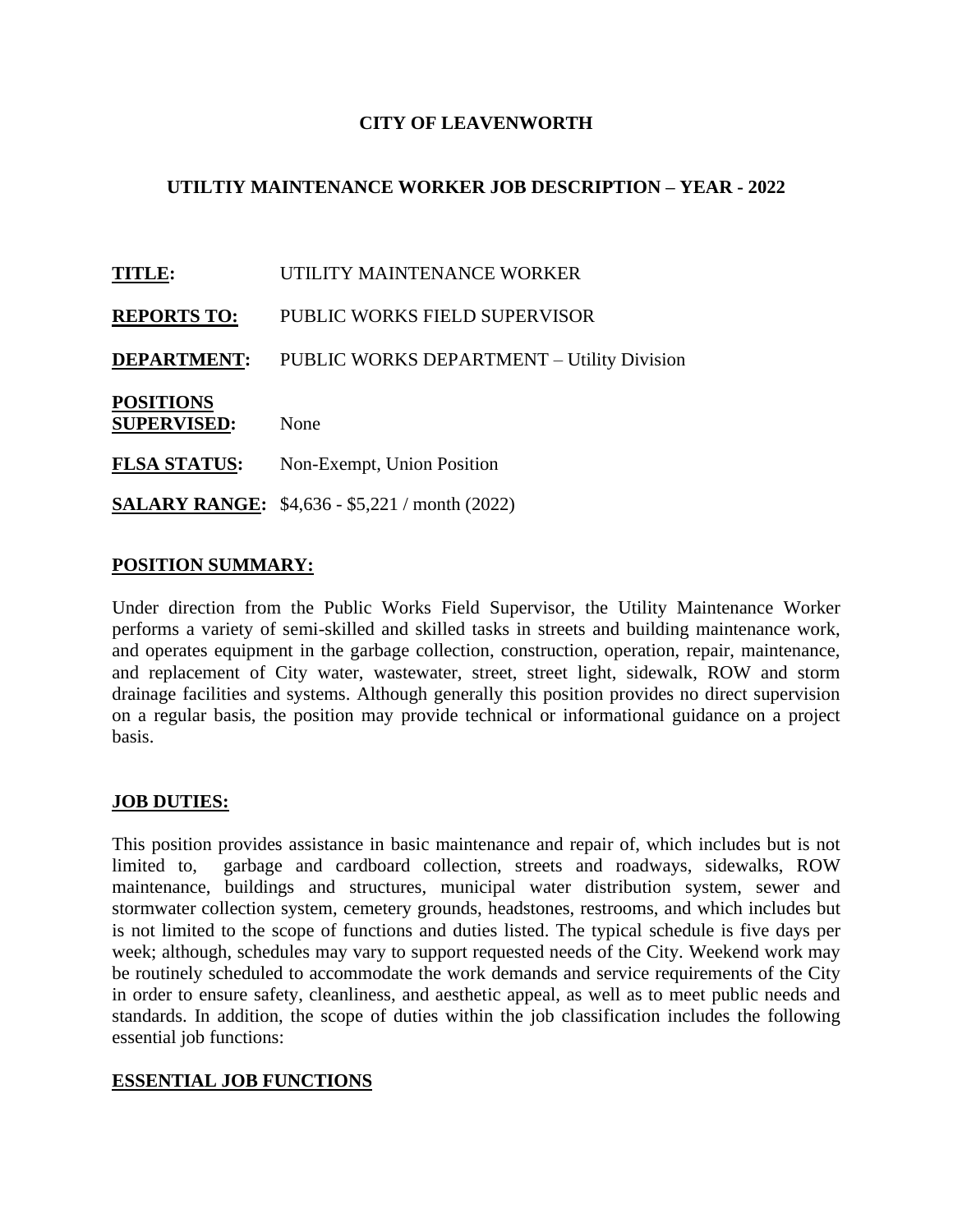# CITY OF LEAVENWORTH

## UTILTIY MAINTENANCE WORKER JOB DESCRIPTION – YEAR - 2022

**TITLE:** UTILITY MAINTENANCE WORKER

**REPORTS TO:** PUBLIC WORKS FIELD SUPERVISOR

**DEPARTMENT:** PUBLIC WORKS DEPARTMENT – Utility Division

**POSITIONS SUPERVISED:** None

**FLSA STATUS:** Non-Exempt, Union Position

**SALARY RANGE:** $4,636 - $5,221 / month (2022)

### POSITION SUMMARY:

Under direction from the Public Works Field Supervisor, the Utility Maintenance Worker performs a variety of semi-skilled and skilled tasks in streets and building maintenance work, and operates equipment in the garbage collection, construction, operation, repair, maintenance, and replacement of City water, wastewater, street, street light, sidewalk, ROW and storm drainage facilities and systems. Although generally this position provides no direct supervision on a regular basis, the position may provide technical or informational guidance on a project basis.

### JOB DUTIES:

This position provides assistance in basic maintenance and repair of, which includes but is not limited to, garbage and cardboard collection, streets and roadways, sidewalks, ROW maintenance, buildings and structures, municipal water distribution system, sewer and stormwater collection system, cemetery grounds, headstones, restrooms, and which includes but is not limited to the scope of functions and duties listed. The typical schedule is five days per week; although, schedules may vary to support requested needs of the City. Weekend work may be routinely scheduled to accommodate the work demands and service requirements of the City in order to ensure safety, cleanliness, and aesthetic appeal, as well as to meet public needs and standards. In addition, the scope of duties within the job classification includes the following essential job functions:

### ESSENTIAL JOB FUNCTIONS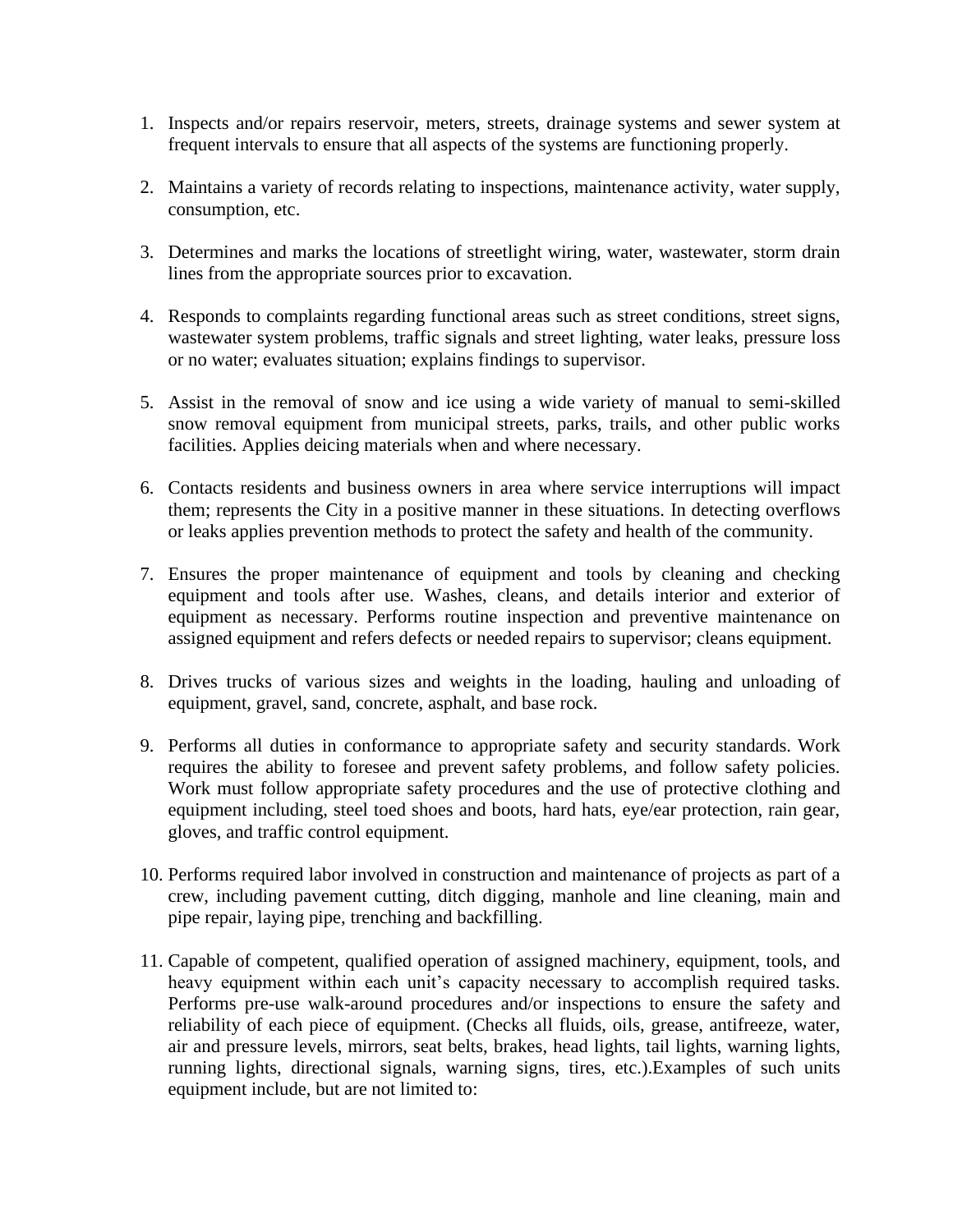1. Inspects and/or repairs reservoir, meters, streets, drainage systems and sewer system at frequent intervals to ensure that all aspects of the systems are functioning properly.

2. Maintains a variety of records relating to inspections, maintenance activity, water supply, consumption, etc.

3. Determines and marks the locations of streetlight wiring, water, wastewater, storm drain lines from the appropriate sources prior to excavation.

4. Responds to complaints regarding functional areas such as street conditions, street signs, wastewater system problems, traffic signals and street lighting, water leaks, pressure loss or no water; evaluates situation; explains findings to supervisor.

5. Assist in the removal of snow and ice using a wide variety of manual to semi-skilled snow removal equipment from municipal streets, parks, trails, and other public works facilities. Applies deicing materials when and where necessary.

6. Contacts residents and business owners in area where service interruptions will impact them; represents the City in a positive manner in these situations. In detecting overflows or leaks applies prevention methods to protect the safety and health of the community.

7. Ensures the proper maintenance of equipment and tools by cleaning and checking equipment and tools after use. Washes, cleans, and details interior and exterior of equipment as necessary. Performs routine inspection and preventive maintenance on assigned equipment and refers defects or needed repairs to supervisor; cleans equipment.

8. Drives trucks of various sizes and weights in the loading, hauling and unloading of equipment, gravel, sand, concrete, asphalt, and base rock.

9. Performs all duties in conformance to appropriate safety and security standards. Work requires the ability to foresee and prevent safety problems, and follow safety policies. Work must follow appropriate safety procedures and the use of protective clothing and equipment including, steel toed shoes and boots, hard hats, eye/ear protection, rain gear, gloves, and traffic control equipment.

10. Performs required labor involved in construction and maintenance of projects as part of a crew, including pavement cutting, ditch digging, manhole and line cleaning, main and pipe repair, laying pipe, trenching and backfilling.

11. Capable of competent, qualified operation of assigned machinery, equipment, tools, and heavy equipment within each unit's capacity necessary to accomplish required tasks. Performs pre-use walk-around procedures and/or inspections to ensure the safety and reliability of each piece of equipment. (Checks all fluids, oils, grease, antifreeze, water, air and pressure levels, mirrors, seat belts, brakes, head lights, tail lights, warning lights, running lights, directional signals, warning signs, tires, etc.).Examples of such units equipment include, but are not limited to: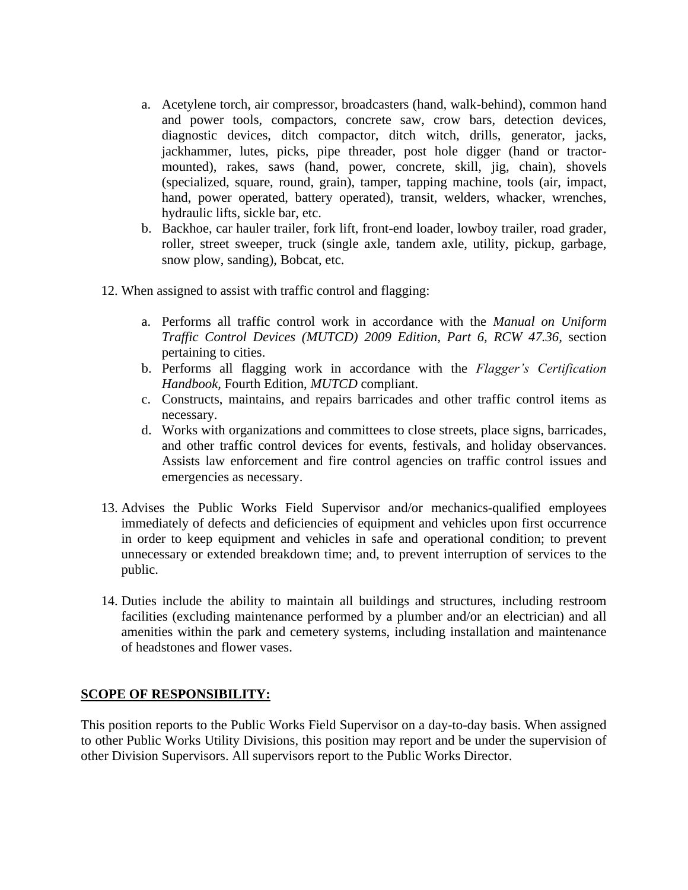a. Acetylene torch, air compressor, broadcasters (hand, walk-behind), common hand and power tools, compactors, concrete saw, crow bars, detection devices, diagnostic devices, ditch compactor, ditch witch, drills, generator, jacks, jackhammer, lutes, picks, pipe threader, post hole digger (hand or tractor-mounted), rakes, saws (hand, power, concrete, skill, jig, chain), shovels (specialized, square, round, grain), tamper, tapping machine, tools (air, impact, hand, power operated, battery operated), transit, welders, whacker, wrenches, hydraulic lifts, sickle bar, etc.
b. Backhoe, car hauler trailer, fork lift, front-end loader, lowboy trailer, road grader, roller, street sweeper, truck (single axle, tandem axle, utility, pickup, garbage, snow plow, sanding), Bobcat, etc.

12. When assigned to assist with traffic control and flagging:

    a. Performs all traffic control work in accordance with the *Manual on Uniform Traffic Control Devices (MUTCD) 2009 Edition, Part 6, RCW 47.36,* section pertaining to cities.
    b. Performs all flagging work in accordance with the *Flagger's Certification Handbook*, Fourth Edition, *MUTCD* compliant.
    c. Constructs, maintains, and repairs barricades and other traffic control items as necessary.
    d. Works with organizations and committees to close streets, place signs, barricades, and other traffic control devices for events, festivals, and holiday observances. Assists law enforcement and fire control agencies on traffic control issues and emergencies as necessary.

13. Advises the Public Works Field Supervisor and/or mechanics-qualified employees immediately of defects and deficiencies of equipment and vehicles upon first occurrence in order to keep equipment and vehicles in safe and operational condition; to prevent unnecessary or extended breakdown time; and, to prevent interruption of services to the public.

14. Duties include the ability to maintain all buildings and structures, including restroom facilities (excluding maintenance performed by a plumber and/or an electrician) and all amenities within the park and cemetery systems, including installation and maintenance of headstones and flower vases.

**SCOPE OF RESPONSIBILITY:**

This position reports to the Public Works Field Supervisor on a day-to-day basis. When assigned to other Public Works Utility Divisions, this position may report and be under the supervision of other Division Supervisors. All supervisors report to the Public Works Director.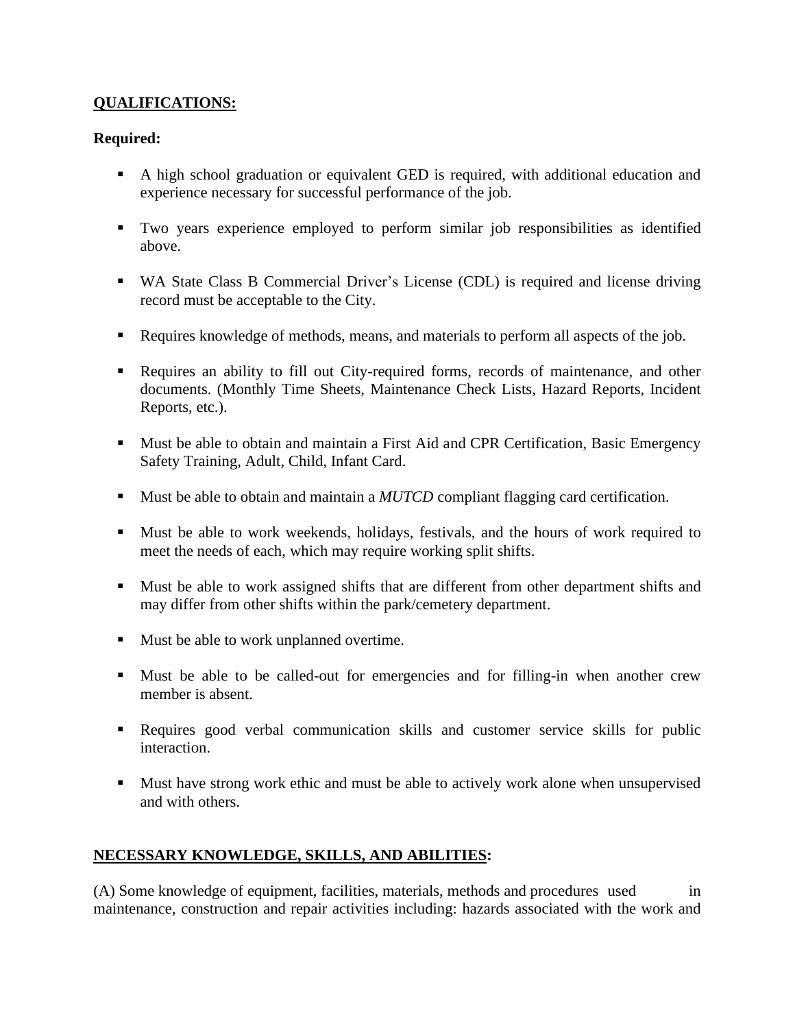## QUALIFICATIONS:

**Required:**

- A high school graduation or equivalent GED is required, with additional education and experience necessary for successful performance of the job.
- Two years experience employed to perform similar job responsibilities as identified above.
- WA State Class B Commercial Driver's License (CDL) is required and license driving record must be acceptable to the City.
- Requires knowledge of methods, means, and materials to perform all aspects of the job.
- Requires an ability to fill out City-required forms, records of maintenance, and other documents. (Monthly Time Sheets, Maintenance Check Lists, Hazard Reports, Incident Reports, etc.).
- Must be able to obtain and maintain a First Aid and CPR Certification, Basic Emergency Safety Training, Adult, Child, Infant Card.
- Must be able to obtain and maintain a *MUTCD* compliant flagging card certification.
- Must be able to work weekends, holidays, festivals, and the hours of work required to meet the needs of each, which may require working split shifts.
- Must be able to work assigned shifts that are different from other department shifts and may differ from other shifts within the park/cemetery department.
- Must be able to work unplanned overtime.
- Must be able to be called-out for emergencies and for filling-in when another crew member is absent.
- Requires good verbal communication skills and customer service skills for public interaction.
- Must have strong work ethic and must be able to actively work alone when unsupervised and with others.

## NECESSARY KNOWLEDGE, SKILLS, AND ABILITIES:

(A) Some knowledge of equipment, facilities, materials, methods and procedures used in maintenance, construction and repair activities including: hazards associated with the work and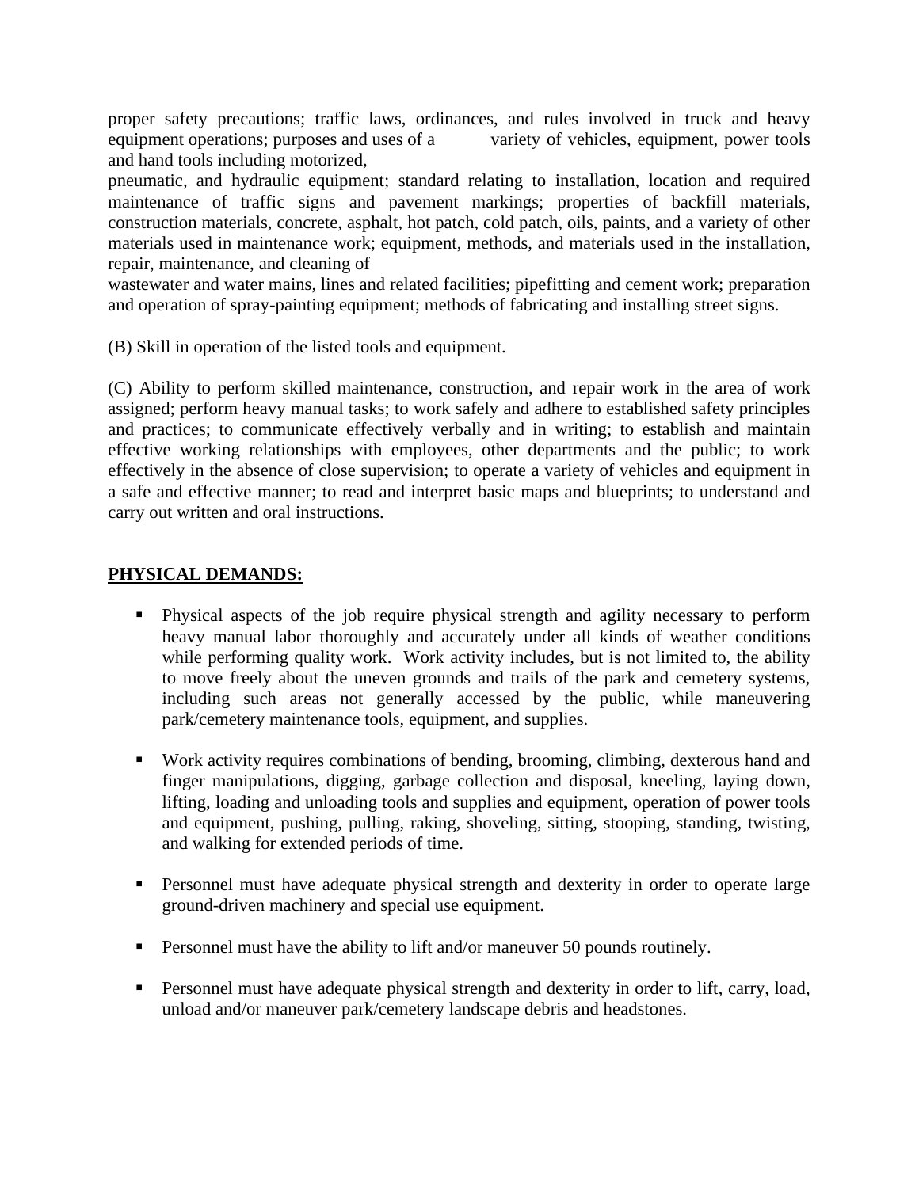proper safety precautions; traffic laws, ordinances, and rules involved in truck and heavy equipment operations; purposes and uses of a variety of vehicles, equipment, power tools and hand tools including motorized,
pneumatic, and hydraulic equipment; standard relating to installation, location and required maintenance of traffic signs and pavement markings; properties of backfill materials, construction materials, concrete, asphalt, hot patch, cold patch, oils, paints, and a variety of other materials used in maintenance work; equipment, methods, and materials used in the installation, repair, maintenance, and cleaning of
wastewater and water mains, lines and related facilities; pipefitting and cement work; preparation and operation of spray-painting equipment; methods of fabricating and installing street signs.

(B) Skill in operation of the listed tools and equipment.

(C) Ability to perform skilled maintenance, construction, and repair work in the area of work assigned; perform heavy manual tasks; to work safely and adhere to established safety principles and practices; to communicate effectively verbally and in writing; to establish and maintain effective working relationships with employees, other departments and the public; to work effectively in the absence of close supervision; to operate a variety of vehicles and equipment in a safe and effective manner; to read and interpret basic maps and blueprints; to understand and carry out written and oral instructions.

**PHYSICAL DEMANDS:**

- Physical aspects of the job require physical strength and agility necessary to perform heavy manual labor thoroughly and accurately under all kinds of weather conditions while performing quality work. Work activity includes, but is not limited to, the ability to move freely about the uneven grounds and trails of the park and cemetery systems, including such areas not generally accessed by the public, while maneuvering park/cemetery maintenance tools, equipment, and supplies.

- Work activity requires combinations of bending, brooming, climbing, dexterous hand and finger manipulations, digging, garbage collection and disposal, kneeling, laying down, lifting, loading and unloading tools and supplies and equipment, operation of power tools and equipment, pushing, pulling, raking, shoveling, sitting, stooping, standing, twisting, and walking for extended periods of time.

- Personnel must have adequate physical strength and dexterity in order to operate large ground-driven machinery and special use equipment.

- Personnel must have the ability to lift and/or maneuver 50 pounds routinely.

- Personnel must have adequate physical strength and dexterity in order to lift, carry, load, unload and/or maneuver park/cemetery landscape debris and headstones.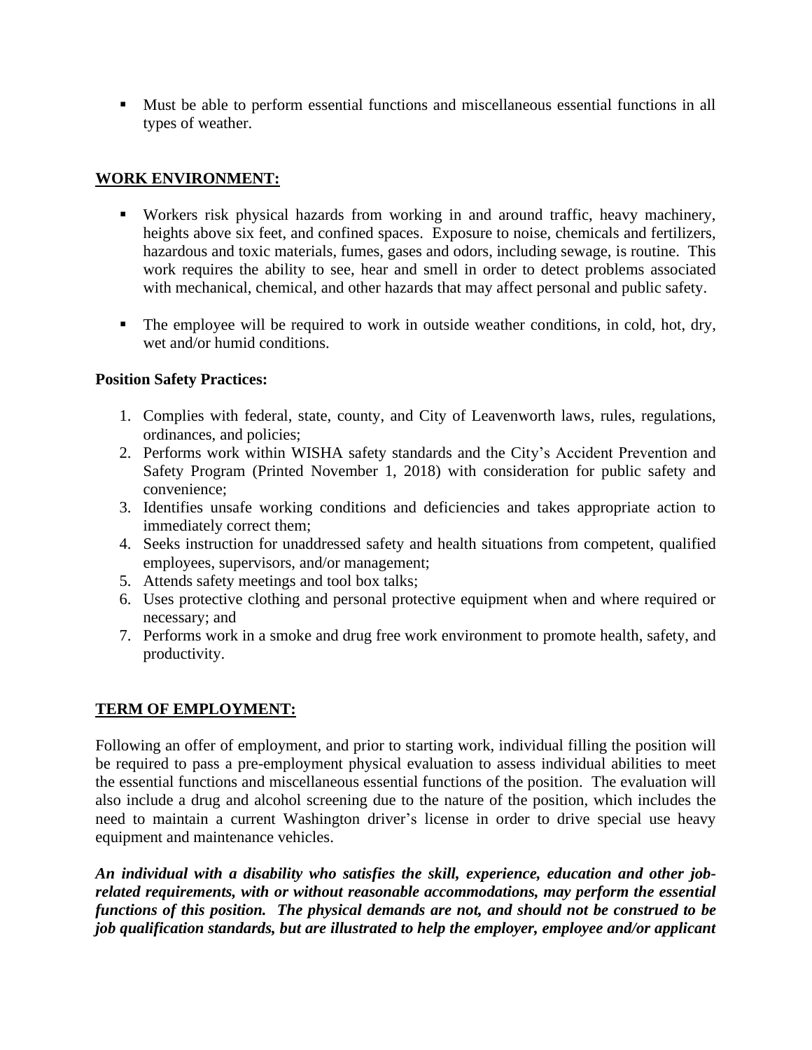- Must be able to perform essential functions and miscellaneous essential functions in all types of weather.

## WORK ENVIRONMENT:

- Workers risk physical hazards from working in and around traffic, heavy machinery, heights above six feet, and confined spaces. Exposure to noise, chemicals and fertilizers, hazardous and toxic materials, fumes, gases and odors, including sewage, is routine. This work requires the ability to see, hear and smell in order to detect problems associated with mechanical, chemical, and other hazards that may affect personal and public safety.

- The employee will be required to work in outside weather conditions, in cold, hot, dry, wet and/or humid conditions.

**Position Safety Practices:**

1. Complies with federal, state, county, and City of Leavenworth laws, rules, regulations, ordinances, and policies;
2. Performs work within WISHA safety standards and the City's Accident Prevention and Safety Program (Printed November 1, 2018) with consideration for public safety and convenience;
3. Identifies unsafe working conditions and deficiencies and takes appropriate action to immediately correct them;
4. Seeks instruction for unaddressed safety and health situations from competent, qualified employees, supervisors, and/or management;
5. Attends safety meetings and tool box talks;
6. Uses protective clothing and personal protective equipment when and where required or necessary; and
7. Performs work in a smoke and drug free work environment to promote health, safety, and productivity.

## TERM OF EMPLOYMENT:

Following an offer of employment, and prior to starting work, individual filling the position will be required to pass a pre-employment physical evaluation to assess individual abilities to meet the essential functions and miscellaneous essential functions of the position. The evaluation will also include a drug and alcohol screening due to the nature of the position, which includes the need to maintain a current Washington driver's license in order to drive special use heavy equipment and maintenance vehicles.

***An individual with a disability who satisfies the skill, experience, education and other job-related requirements, with or without reasonable accommodations, may perform the essential functions of this position. The physical demands are not, and should not be construed to be job qualification standards, but are illustrated to help the employer, employee and/or applicant***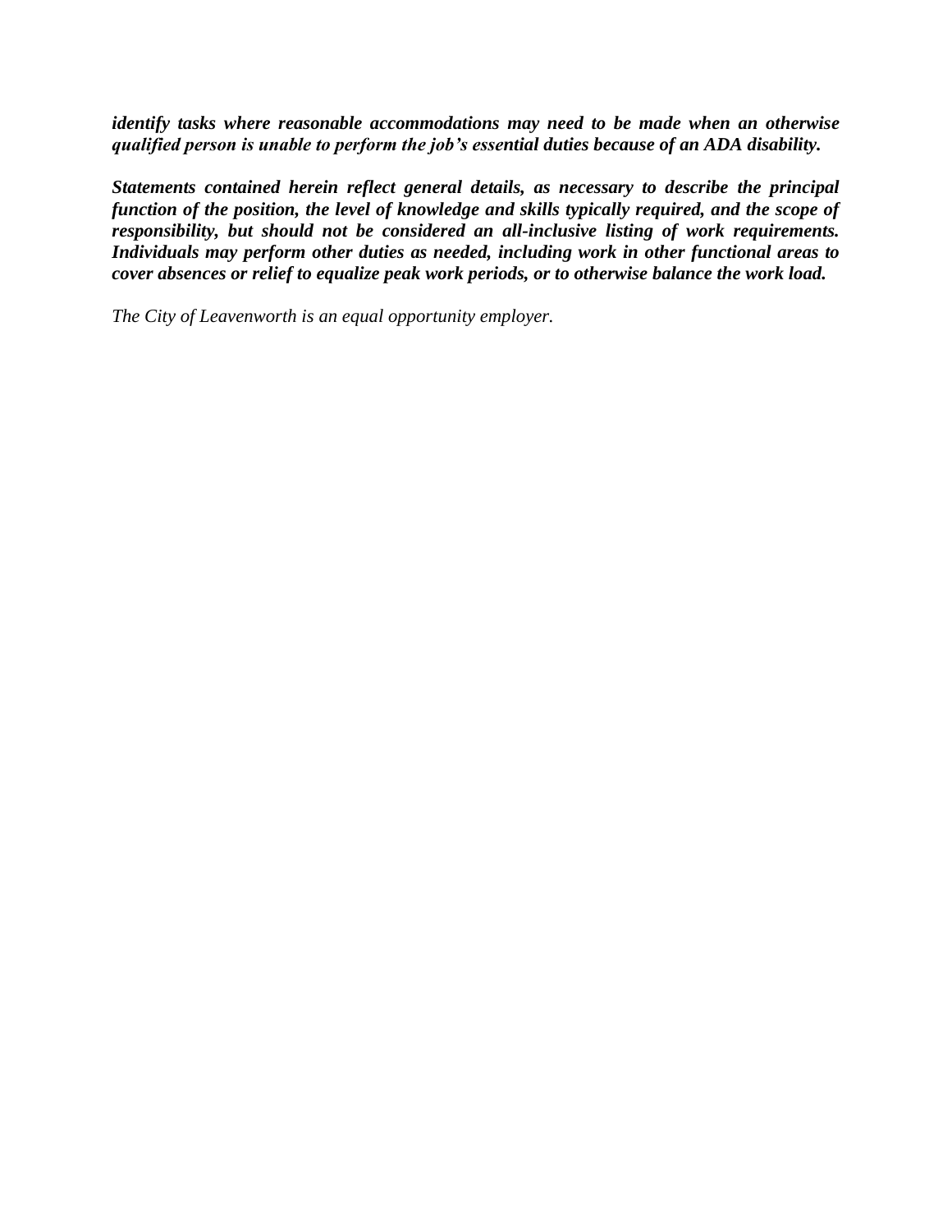***identify tasks where reasonable accommodations may need to be made when an otherwise qualified person is unable to perform the job's essential duties because of an ADA disability.***

***Statements contained herein reflect general details, as necessary to describe the principal function of the position, the level of knowledge and skills typically required, and the scope of responsibility, but should not be considered an all-inclusive listing of work requirements. Individuals may perform other duties as needed, including work in other functional areas to cover absences or relief to equalize peak work periods, or to otherwise balance the work load.***

*The City of Leavenworth is an equal opportunity employer.*